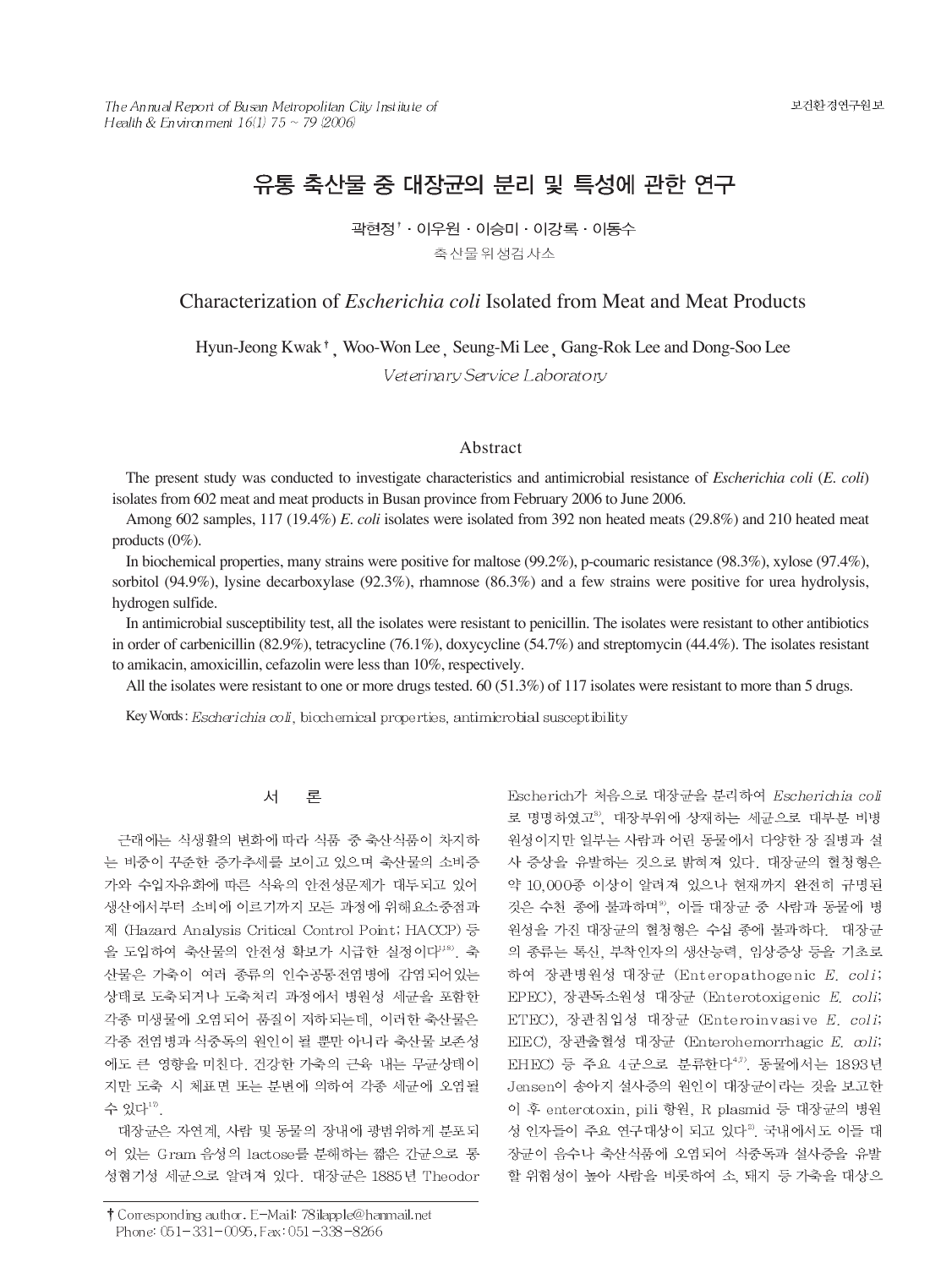# 유통 축산물 중 대장균의 분리 및 특성에 관한 연구

곽현정† · 이우원 · 이승미 · 이강록 · 이동수

축산물위생검사소

# Characterization of *Escherichia coli* Isolated from Meat and Meat Products

Hyun-Jeong Kwak†, Woo-Won Lee, Seung-Mi Lee, Gang-Rok Lee and Dong-Soo Lee

*Veterinary Service Laboratory*

## Abstract

The present study was conducted to investigate characteristics and antimicrobial resistance of *Escherichia coli* (*E. coli*) isolates from 602 meat and meat products in Busan province from February 2006 to June 2006.

Among 602 samples, 117 (19.4%) *E. coli* isolates were isolated from 392 non heated meats (29.8%) and 210 heated meat products (0%).

In biochemical properties, many strains were positive for maltose (99.2%), p-coumaric resistance (98.3%), xylose (97.4%), sorbitol (94.9%), lysine decarboxylase (92.3%), rhamnose (86.3%) and a few strains were positive for urea hydrolysis, hydrogen sulfide.

In antimicrobial susceptibility test, all the isolates were resistant to penicillin. The isolates were resistant to other antibiotics in order of carbenicillin (82.9%), tetracycline (76.1%), doxycycline (54.7%) and streptomycin (44.4%). The isolates resistant to amikacin, amoxicillin, cefazolin were less than 10%, respectively.

All the isolates were resistant to one or more drugs tested. 60 (51.3%) of 117 isolates were resistant to more than 5 drugs.

Key Words : *Escherichia coli*, biochemical properties, antimicrobial susceptibility

## 서 론

근래에는 식생활의 변화에 따라 식품 중 축산식품이 차지하는 비중이 꾸준한 증가추세를 보이고 있으며 축산물의 소비증가와 수입자유화에 따른 식육의 안전성문제가 대두되고 있어 생산에서부터 소비에 이르기까지 모든 과정에 위해요소중점관제 (Hazard Analysis Critical Control Point; HACCP) 등을 도입하여 축산물의 안전성 확보가 시급한 실정이다[1,18]. 축산물은 가축이 여러 종류의 인수공통전염병에 감염되어있는 상태로 도축되거나 도축처리 과정에서 병원성 세균을 포함한 각종 미생물에 오염되어 품질이 저하되는데, 이러한 축산물은 각종 전염병과 식중독의 원인이 될 뿐만 아니라 축산물 보존성에도 큰 영향을 미친다. 건강한 가축의 근육 내는 무균상태이지만 도축 시 체표면 또는 분변에 의하여 각종 세균에 오염될 수 있다[17].

대장균은 자연계, 사람 및 동물의 장내에 광범위하게 분포되어 있는 Gram 음성의 lactose를 분해하는 짧은 간균으로 통성혐기성 세균으로 알려져 있다. 대장균은 1885년 Theodor Escherich가 처음으로 대장균을 분리하여 *Escherichia coli*로 명명하였고[3], 대장부위에 상재하는 세균으로 대부분 비병원성이지만 일부는 사람과 어린 동물에서 다양한 장 질병과 설사 증상을 유발하는 것으로 밝혀져 있다. 대장균의 혈청형은 약 10,000종 이상이 알려져 있으나 현재까지 완전히 규명된 것은 수천 종에 불과하며[9], 이들 대장균 중 사람과 동물에 병원성을 가진 대장균의 혈청형은 수십 종에 불과하다. 대장균의 종류는 독신, 부착인자의 생산능력, 임상증상 등을 기초로 하여 장관병원성 대장균 (Enteropathogenic *E. coli*; EPEC), 장관독소원성 대장균 (Enterotoxigenic *E. coli*; ETEC), 장관침입성 대장균 (Enteroinvasive *E. coli*; EIEC), 장관출혈성 대장균 (Enterohemorrhagic *E. coli*; EHEC) 등 주요 4군으로 분류한다[4,7]. 동물에서는 1893년 Jensen이 송아지 설사증의 원인이 대장균이라는 것을 보고한 이 후 enterotoxin, pili 항원, R plasmid 등 대장균의 병원성 인자들이 주요 연구대상이 되고 있다[2]. 국내에서도 이들 대장균이 음식나 축산식품에 오염되어 식중독과 설사증을 유발할 위험성이 높아 사람을 비롯하여 소, 돼지 등 가축을 대상으

† Corresponding author. E-Mail: 78ilapple@hanmail.net
Phone: 051-331-0095, Fax: 051-338-8266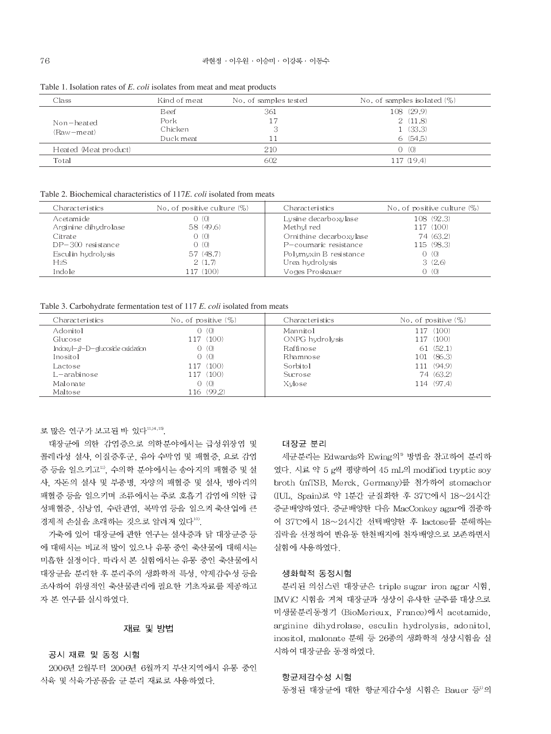Table 1. Isolation rates of *E. coli* isolates from meat and meat products

| Class | Kind of meat | No. of samples tested | No. of samples isolated (%) |
|---|---|---|---|
| Non-heated (Raw-meat) | Beef | 361 | 108 (29.9) |
| | Pork | 17 | 2 (11.8) |
| | Chicken | 3 | 1 (33.3) |
| | Duck meat | 11 | 6 (54.5) |
| Heated (Meat product) | | 210 | 0 (0) |
| Total | | 602 | 117 (19.4) |

Table 2. Biochemical characteristics of 117*E. coli* isolated from meats

| Characteristics | No. of positive culture (%) | Characteristics | No. of positive culture (%) |
|---|---|---|---|
| Acetamide | 0 (0) | Lysine decarboxylase | 108 (92.3) |
| Arginine dihydrolase | 58 (49.6) | Methyl red | 117 (100) |
| Citrate | 0 (0) | Ornithine decarboxylase | 74 (63.2) |
| DP-300 resistance | 0 (0) | P-coumaric resistance | 115 (98.3) |
| Esculin hydrolysis | 57 (48.7) | Polymyxin B resistance | 0 (0) |
| $H_2S$ | 2 (1.7) | Urea hydrolysis | 3 (2.6) |
| Indole | 117 (100) | Voges Proskauer | 0 (0) |

Table 3. Carbohydrate fermentation test of 117 *E. coli* isolated from meats

| Characteristics | No. of positive (%) | Characteristics | No. of positive (%) |
|---|---|---|---|
| Adonitol | 0 (0) | Mannitol | 117 (100) |
| Glucose | 117 (100) | ONPG hydrolysis | 117 (100) |
| Indoxyl-β-D-glucoside oxidation | 0 (0) | Raffinose | 61 (52.1) |
| Inositol | 0 (0) | Rhamnose | 101 (86.3) |
| Lactose | 117 (100) | Sorbitol | 111 (94.9) |
| L-arabinose | 117 (100) | Sucrose | 74 (63.2) |
| Malonate | 0 (0) | Xylose | 114 (97.4) |
| Maltose | 116 (99.2) | | |

로 많은 연구가 보고된 바 있다[11,14,15].

대장균에 의한 감염증으로 의학분야에서는 급성위장염 및 콜레라성 설사, 이질증후군, 유아 수막염 및 패혈증, 요로 감염증 등을 일으키고[12], 수의학 분야에서는 송아지의 패혈증 및 설사, 자돈의 설사 및 부종병, 자양의 패혈증 및 설사, 병아리의 패혈증 등을 일으키며 조류에서는 주로 호흡기 감염에 의한 급성패혈증, 심낭염, 수란관염, 복막염 등을 일으켜 축산업에 큰 경제적 손실을 초래하는 것으로 알려져 있다[10].

가축에 있어 대장균에 관한 연구는 설사증과 닭 대장균증 등에 대해서는 비교적 많이 있으나 유통 중인 축산물에 대해서는 미흡한 실정이다. 따라서 본 실험에서는 유통 중인 축산물에서 대장균을 분리한 후 분리주의 생화학적 특성, 약제감수성 등을 조사하여 위생적인 축산물관리에 필요한 기초자료를 제공하고자 본 연구를 실시하였다.

## 재료 및 방법

### 공시 재료 및 동정 시험

2006년 2월부터 2006년 6월까지 부산지역에서 유통 중인 식육 및 식육가공품을 균 분리 재료로 사용하였다.

### 대장균 분리

세균분리는 Edwards와 Ewing의[9] 방법을 참고하여 분리하였다. 시료 약 5 g씩 평량하여 45 mL의 modified tryptic soy broth (mTSB, Merck, Germany)를 첨가하여 stomachor (IUL, Spain)로 약 1분간 균질화한 후 37℃에서 18~24시간 증균배양하였다. 증균배양한 다음 MacConkey agar에 접종하여 37℃에서 18~24시간 선택배양한 후 lactose를 분해하는 집락을 선정하여 반유동 한천배지에 천자배양으로 보존하면서 실험에 사용하였다.

### 생화학적 동정시험

분리된 의심스런 대장균은 triple sugar iron agar 시험, IMViC 시험을 거쳐 대장균과 성상이 유사한 균주를 대상으로 미생물분리동정기 (BioMerieux, France)에서 acetamide, arginine dihydrolase, esculin hydrolysis, adonitol, inositol, malonate 분해 등 26종의 생화학적 성상시험을 실시하여 대장균을 동정하였다.

### 항균제감수성 시험

동정된 대장균에 대한 항균제감수성 시험은 Bauer 등[1]의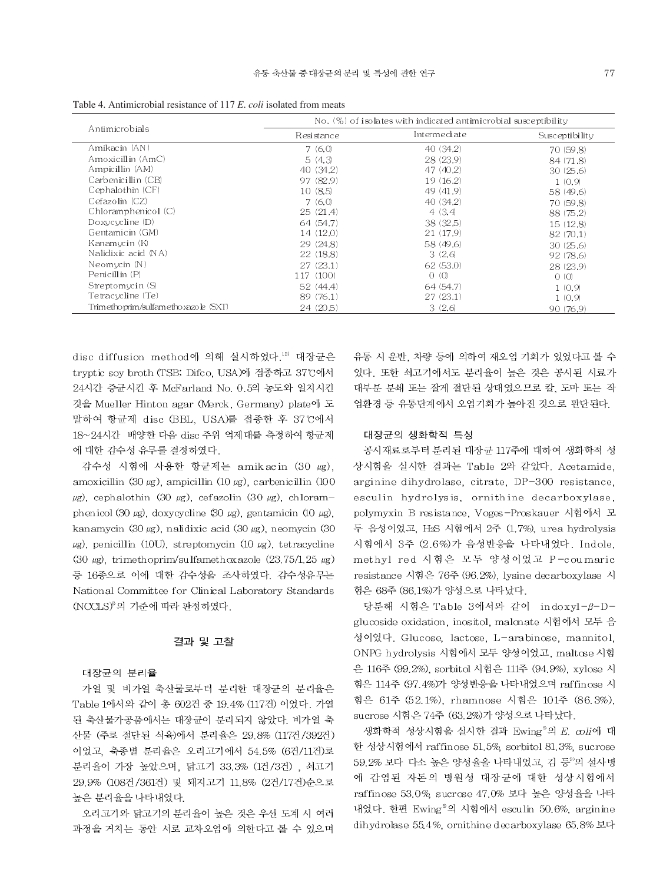Table 4. Antimicrobial resistance of 117 *E. coli* isolated from meats

| Antimicrobials | No. (%) of isolates with indicated antimicrobial susceptibility | | |
|---|---|---|---|
| | Resistance | Intermediate | Susceptibility |
| Amikacin (AN) | 7 (6.0) | 40 (34.2) | 70 (59.8) |
| Amoxicillin (AmC) | 5 (4.3) | 28 (23.9) | 84 (71.8) |
| Ampicillin (AM) | 40 (34.2) | 47 (40.2) | 30 (25.6) |
| Carbenicillin (CB) | 97 (82.9) | 19 (16.2) | 1 (0.9) |
| Cephalothin (CF) | 10 (8.5) | 49 (41.9) | 58 (49.6) |
| Cefazolin (CZ) | 7 (6.0) | 40 (34.2) | 70 (59.8) |
| Chloramphenicol (C) | 25 (21.4) | 4 (3.4) | 88 (75.2) |
| Doxycycline (D) | 64 (54.7) | 38 (32.5) | 15 (12.8) |
| Gentamicin (GM) | 14 (12.0) | 21 (17.9) | 82 (70.1) |
| Kanamycin (K) | 29 (24.8) | 58 (49.6) | 30 (25.6) |
| Nalidixic acid (NA) | 22 (18.8) | 3 (2.6) | 92 (78.6) |
| Neomycin (N) | 27 (23.1) | 62 (53.0) | 28 (23.9) |
| Penicillin (P) | 117 (100) | 0 (0) | 0 (0) |
| Streptomycin (S) | 52 (44.4) | 64 (54.7) | 1 (0.9) |
| Tetracycline (Te) | 89 (76.1) | 27 (23.1) | 1 (0.9) |
| Trimethoprim/sulfamethoxazole (SXT) | 24 (20.5) | 3 (2.6) | 90 (76.9) |

disc diffusion method에 의해 실시하였다.[12] 대장균은 tryptic soy broth (TSB; Difco, USA)에 접종하고 37℃에서 24시간 증균시킨 후 McFarland No. 0.5의 농도와 일치시킨 것을 Mueller Hinton agar (Merck, Germany) plate에 도말하여 항균제 disc (BBL, USA)를 접종한 후 37℃에서 18~24시간 배양한 다음 disc 주위 억제대를 측정하여 항균제에 대한 감수성 유무를 결정하였다.

감수성 시험에 사용한 항균제는 amikacin (30 ㎍), amoxicillin (30 ㎍), ampicillin (10 ㎍), carbenicillin (100 ㎍), cephalothin (30 ㎍), cefazolin (30 ㎍), chloramphenicol (30 ㎍), doxycycline (30 ㎍), gentamicin (10 ㎍), kanamycin (30 ㎍), nalidixic acid (30 ㎍), neomycin (30 ㎍), penicillin (10U), streptomycin (10 ㎍), tetracycline (30 ㎍), trimethoprim/sulfamethoxazole (23.75/1.25 ㎍) 등 16종으로 이에 대한 감수성을 조사하였다. 감수성유무는 National Committee for Clinical Laboratory Standards (NCCLS)[3]의 기준에 따라 판정하였다.

## 결과 및 고찰

### 대장균의 분리율

가열 및 비가열 축산물로부터 분리한 대장균의 분리율은 Table 1에서와 같이 총 602건 중 19.4% (117건) 이었다. 가열된 축산물가공품에서는 대장균이 분리되지 않았다. 비가열 축산물 (주로 절단된 식육)에서 분리율은 29.8% (117건/392건) 이었고, 축종별 분리율은 오리고기에서 54.5% (6건/11건)로 분리율이 가장 높았으며, 닭고기 33.3% (1건/3건), 쇠고기 29.9% (108건/361건) 및 돼지고기 11.8% (2건/17건)순으로 높은 분리율을 나타내었다.

오리고기와 닭고기의 분리율이 높은 것은 우선 도계 시 여러 과정을 거치는 동안 서로 교차오염에 의한다고 볼 수 있으며 유통 시 운반, 차량 등에 의하여 재오염 기회가 있었다고 볼 수 있다. 또한 쇠고기에서도 분리율이 높은 것은 공시된 시료가 대부분 분쇄 또는 잘게 절단된 상태였으므로 칼, 도마 또는 작업환경 등 유통단계에서 오염기회가 높아진 것으로 판단된다.

### 대장균의 생화학적 특성

공시재료로부터 분리된 대장균 117주에 대하여 생화학적 성상시험을 실시한 결과는 Table 2와 같았다. Acetamide, arginine dihydrolase, citrate, DP-300 resistance, esculin hydrolysis, ornithine decarboxylase, polymyxin B resistance, Voges-Proskauer 시험에서 모두 음성이었고, $H_2S$ 시험에서 2주 (1.7%), urea hydrolysis 시험에서 3주 (2.6%)가 음성반응을 나타내었다. Indole, methyl red 시험은 모두 양성이었고 P-coumaric resistance 시험은 76주 (96.2%), lysine decarboxylase 시험은 68주 (86.1%)가 양성으로 나타났다.

당분해 시험은 Table 3에서와 같이 indoxyl-$\beta$-D-glucoside oxidation, inositol, malonate 시험에서 모두 음성이었다. Glucose, lactose, L-arabinose, mannitol, ONPG hydrolysis 시험에서 모두 양성이었고, maltose 시험은 116주 (99.2%), sorbitol 시험은 111주 (94.9%), xylose 시험은 114주 (97.4%)가 양성반응을 나타내었으며 raffinose 시험은 61주 (52.1%), rhamnose 시험은 101주 (86.3%), sucrose 시험은 74주 (63.2%)가 양성으로 나타났다.

생화학적 성상시험을 실시한 결과 Ewing[5]의 *E. coli*에 대한 성상시험에서 raffinose 51.5%, sorbitol 81.3%, sucrose 59.2% 보다 다소 높은 양성율을 나타내었고, 김 등[9]의 설사병에 감염된 자돈의 병원성 대장균에 대한 성상시험에서 raffinose 53.0%, sucrose 47.0% 보다 높은 양성율을 나타내었다. 한편 Ewing[5]의 시험에서 esculin 50.6%, arginine dihydrolase 55.4%, ornithine decarboxylase 65.8% 보다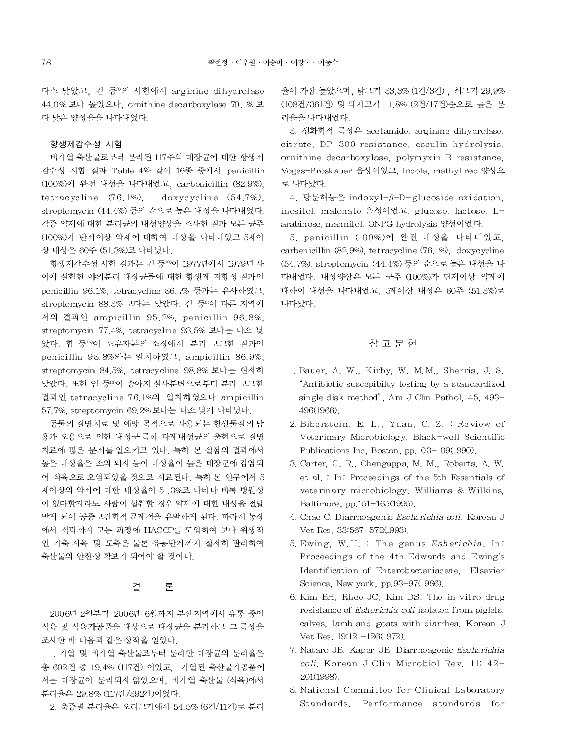다소 낮았고, 김 등[9]의 시험에서 arginine dihydrolase 44.0% 보다 높았으나, ornithine decarboxylase 70.1% 보다 낮은 양성율을 나타내었다.

### 항생제감수성 시험

비가열 축산물로부터 분리된 117주의 대장균에 대한 항생제 감수성 시험 결과 Table 4와 같이 16종 중에서 penicillin (100%)에 완전 내성을 나타내었고, carbenicillin (82.9%), tetracycline (76.1%), doxycycline (54.7%), streptomycin (44.4%) 등의 순으로 높은 내성을 나타내었다. 각종 약제에 대한 분리균의 내성양상을 조사한 결과 모든 균주 (100%)가 단제이상 약제에 대하여 내성을 나타내었고 5제이상 내성은 60주 (51.3%)로 나타났다.

항생제감수성 시험 결과는 김 등[10]이 1977년에서 1979년 사이에 실험한 야외분리 대장균들에 대한 항생제 저항성 결과인 penicillin 96.1%, tetracycline 86.7% 등과는 유사하였고, streptomycin 88.3% 보다는 낮았다. 김 등[6]이 다른 지역에서의 결과인 ampicillin 95.2%, penicillin 96.8%, streptomycin 77.4%, tetracycline 93.5% 보다는 다소 낮았다. 함 등[16]이 포유자돈의 소장에서 분리 보고한 결과인 penicillin 98.8%와는 일치하였고, ampicillin 86.9%, streptomycin 84.5%, tetracycline 98.8% 보다는 현저히 낮았다. 또한 임 등[13]이 송아지 설사분변으로부터 분리 보고한 결과인 tetracycline 76.1%와 일치하였으나 ampicillin 57.7%, streptomycin 69.2% 보다는 다소 낮게 나타났다.

동물의 질병치료 및 예방 목적으로 사용되는 항생물질의 남용과 오용으로 인한 내성균 특히 다제내성균의 출현으로 질병 치료에 많은 문제를 일으키고 있다. 특히 본 실험의 결과에서 높은 내성율은 소와 돼지 등이 내성율이 높은 대장균에 감염되어 식육으로 오염되었을 것으로 사료된다. 특히 본 연구에서 5제이상의 약제에 대한 내성율이 51.3%로 나타나 비록 병원성이 없다할지라도 사람이 섭취한 경우 약제에 대한 내성을 전달받게 되어 공중보건학적 문제점을 유발하게 된다. 따라서 농장에서 식탁까지 모든 과정에 HACCP를 도입하여 보다 위생적인 가축 사육 및 도축은 물론 유통단계까지 철저히 관리하여 축산물의 안전성 확보가 되어야 할 것이다.

## 결 론

2006년 2월부터 2006년 6월까지 부산지역에서 유통 중인 식육 및 식육가공품을 대상으로 대장균을 분리하고 그 특성을 조사한 바 다음과 같은 성적을 얻었다.

1. 가열 및 비가열 축산물로부터 분리한 대장균의 분리율은 총 602건 중 19.4% (117건) 이었고, 가열된 축산물가공품에서는 대장균이 분리되지 않았으며, 비가열 축산물 (식육)에서 분리율은 29.8% (117건/392건)이었다.

2. 축종별 분리율은 오리고기에서 54.5% (6건/11건)로 분리율이 가장 높았으며, 닭고기 33.3% (1건/3건) , 쇠고기 29.9% (108건/361건) 및 돼지고기 11.8% (2건/17건)순으로 높은 분리율을 나타내었다.

3. 생화학적 특성은 acetamide, arginine dihydrolase, citrate, DP-300 resistance, esculin hydrolysis, ornithine decarboxylase, polymyxin B resistance, Voges-Proskauer 음성이었고, Indole, methyl red 양성으로 나타났다.

4. 당분해능은 indoxyl-β-D-glucoside oxidation, inositol, malonate 음성이었고, glucose, lactose, L-arabinose, mannitol, ONPG hydrolysis 양성이었다.

5. penicillin (100%)에 완전 내성을 나타내었고, carbenicillin (82.9%), tetracycline (76.1%), doxycycline (54.7%), streptomycin (44.4%) 등의 순으로 높은 내성을 나타내었다. 내성양상은 모든 균주 (100%)가 단제이상 약제에 대하여 내성을 나타내었고, 5제이상 내성은 60주 (51.3%)로 나타났다.

## 참 고 문 헌

1. Bauer, A. W., Kirby, W. M.M., Sherris, J. S. "Antibiotic susceptibilty testing by a standardized single disk method", Am J Clin Pathol, 45, 493-496(1966).
2. Biberstein, E. L., Yuan, C. Z. : Review of Veterinary Microbiology. Black-well Scientific Publications Inc, Boston, pp.103-109(1990).
3. Carter, G. R., Chengappa, M. M., Roberts, A. W. et al. : In: Proceedings of the 5th Essentials of veterinary microbiology. Williams & Wilkins, Baltimore, pp.151-165(1995).
4. Chae C. Diarrheagenic *Escherichia coli*. Korean J Vet Res. 33:567-572(1993).
5. Ewing, W.H. : The genus *Esherichia*. In: Proceedings of the 4th Edwards and Ewing's Identification of Enterobacteriaceae, Elsevier Science, New york, pp.93-97(1986).
6. Kim BH, Rhee JC, Kim DS. The in vitro drug resistance of *Esherichia coli* isolated from piglets, calves, lamb and goats with diarrhea. Korean J Vet Res. 19:121-126(1972).
7. Nataro JB, Kaper JB. Diarrheagenic *Escherichia coli*. Korean J Clin Microbiol Rev. 11:142-201(1998).
8. National Committee for Clinical Laboratory Standards. Performance standards for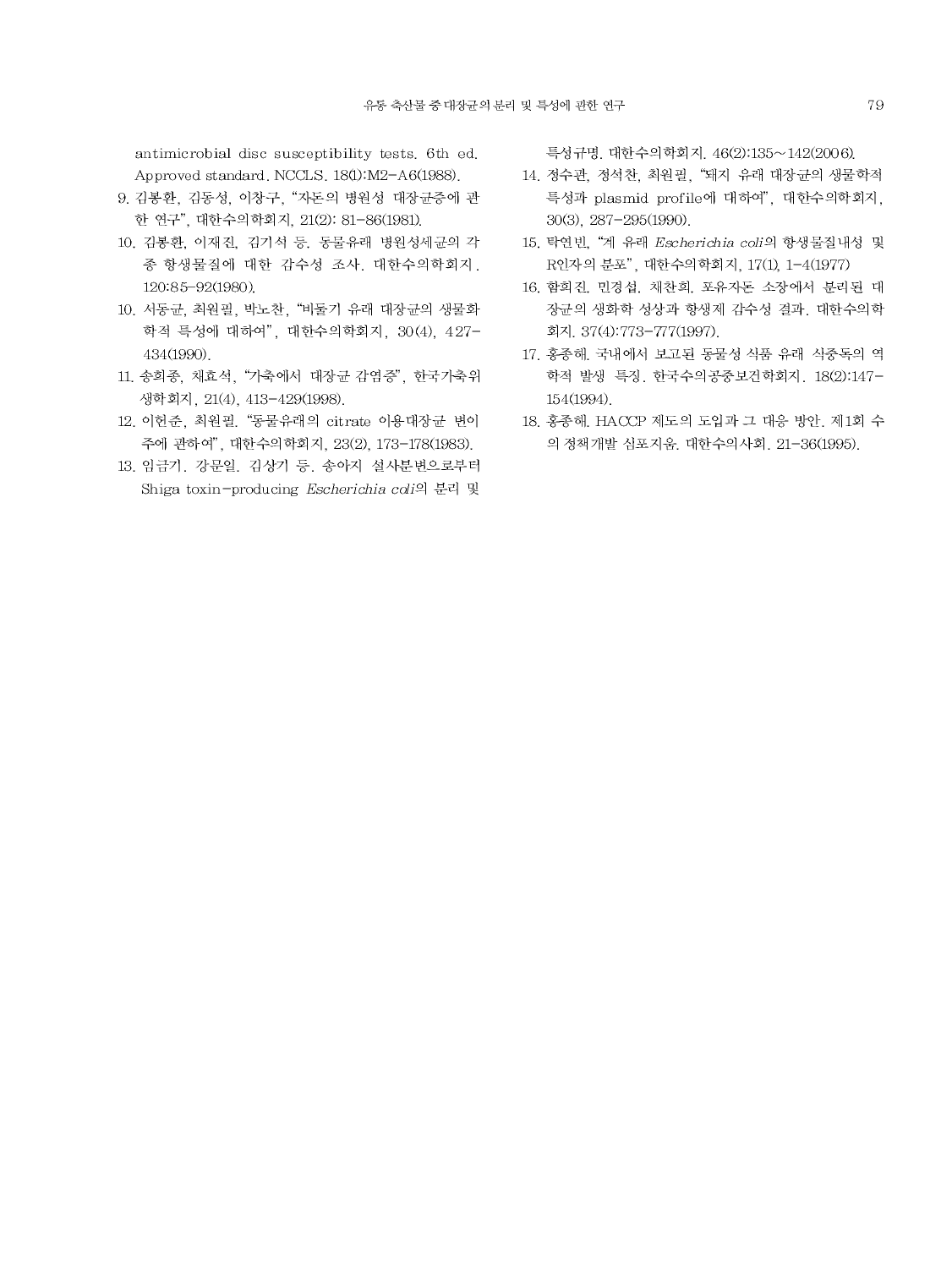antimicrobial disc susceptibility tests. 6th ed. Approved standard. NCCLS. 18(1):M2-A6(1988).

9. 김봉환, 김동성, 이창구, "자돈의 병원성 대장균증에 관한 연구", 대한수의학회지, 21(2): 81-86(1981).
10. 김봉환, 이재진, 김기석 등. 동물유래 병원성세균의 각종 항생물질에 대한 감수성 조사. 대한수의학회지. 120:85-92(1980).
10. 서동균, 최원필, 박노찬, "비둘기 유래 대장균의 생물화학적 특성에 대하여", 대한수의학회지, 30(4), 427-434(1990).
11. 송희종, 채효석, "가축에서 대장균 감염증", 한국가축위생학회지, 21(4), 413-429(1998).
12. 이헌준, 최원필, "동물유래의 citrate 이용대장균 변이주에 관하여", 대한수의학회지, 23(2), 173-178(1983).
13. 임금기, 강문일, 김상기 등. 송아지 설사분변으로부터 Shiga toxin-producing *Escherichia coli*의 분리 및 특성규명. 대한수의학회지. 46(2):135~142(2006).
14. 정수관, 정석찬, 최원필, "돼지 유래 대장균의 생물학적 특성과 plasmid profile에 대하여", 대한수의학회지, 30(3), 287-295(1990).
15. 탁연빈, "계 유래 *Escherichia coli*의 항생물질내성 및 R인자의 분포", 대한수의학회지, 17(1), 1-4(1977)
16. 함희진, 민경섭, 채찬희. 포유자돈 소장에서 분리된 대장균의 생화학 성상과 항생제 감수성 결과. 대한수의학회지. 37(4):773-777(1997).
17. 홍종해. 국내에서 보고된 동물성 식품 유래 식중독의 역학적 발생 특징. 한국수의공중보건학회지. 18(2):147-154(1994).
18. 홍종해. HACCP 제도의 도입과 그 대응 방안. 제1회 수의 정책개발 심포지움. 대한수의사회. 21-36(1995).